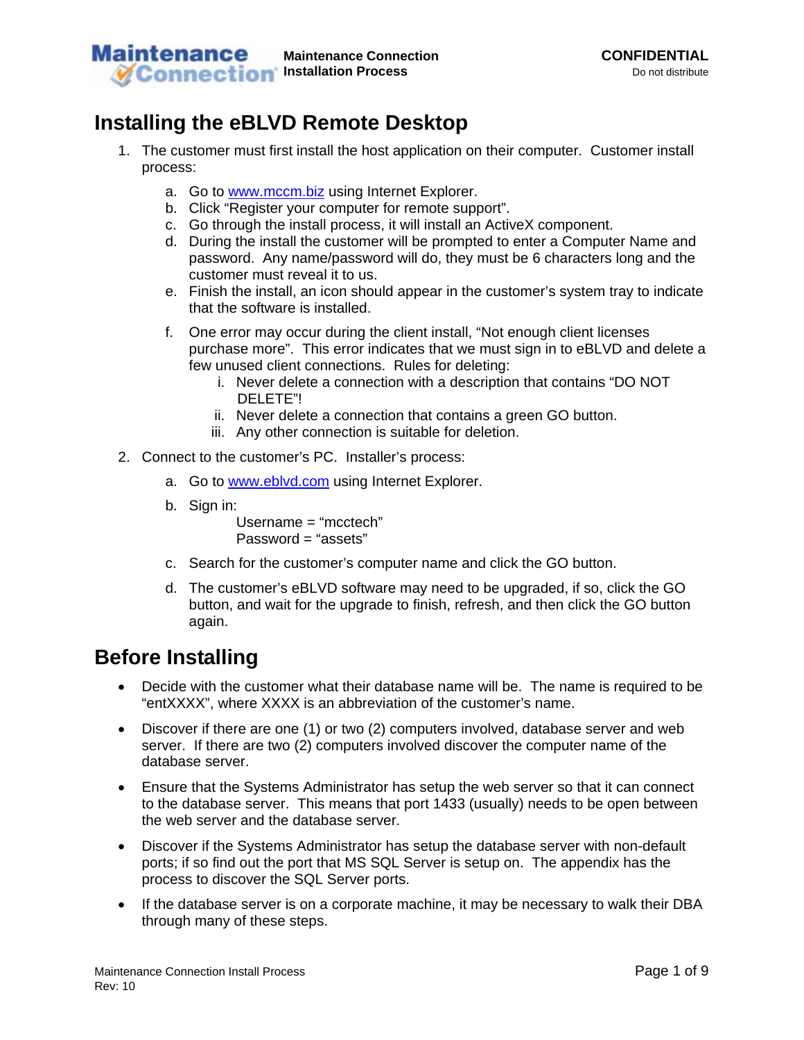# Installing the eBLVD Remote Desktop

1. The customer must first install the host application on their computer. Customer install process:
   a. Go to www.mccm.biz using Internet Explorer.
   b. Click "Register your computer for remote support".
   c. Go through the install process, it will install an ActiveX component.
   d. During the install the customer will be prompted to enter a Computer Name and password. Any name/password will do, they must be 6 characters long and the customer must reveal it to us.
   e. Finish the install, an icon should appear in the customer's system tray to indicate that the software is installed.
   f. One error may occur during the client install, "Not enough client licenses purchase more". This error indicates that we must sign in to eBLVD and delete a few unused client connections. Rules for deleting:
      i. Never delete a connection with a description that contains "DO NOT DELETE"!
      ii. Never delete a connection that contains a green GO button.
      iii. Any other connection is suitable for deletion.
2. Connect to the customer's PC. Installer's process:
   a. Go to www.eblvd.com using Internet Explorer.
   b. Sign in:
      Username = "mcctech"
      Password = "assets"
   c. Search for the customer's computer name and click the GO button.
   d. The customer's eBLVD software may need to be upgraded, if so, click the GO button, and wait for the upgrade to finish, refresh, and then click the GO button again.

# Before Installing

- Decide with the customer what their database name will be. The name is required to be "entXXXX", where XXXX is an abbreviation of the customer's name.
- Discover if there are one (1) or two (2) computers involved, database server and web server. If there are two (2) computers involved discover the computer name of the database server.
- Ensure that the Systems Administrator has setup the web server so that it can connect to the database server. This means that port 1433 (usually) needs to be open between the web server and the database server.
- Discover if the Systems Administrator has setup the database server with non-default ports; if so find out the port that MS SQL Server is setup on. The appendix has the process to discover the SQL Server ports.
- If the database server is on a corporate machine, it may be necessary to walk their DBA through many of these steps.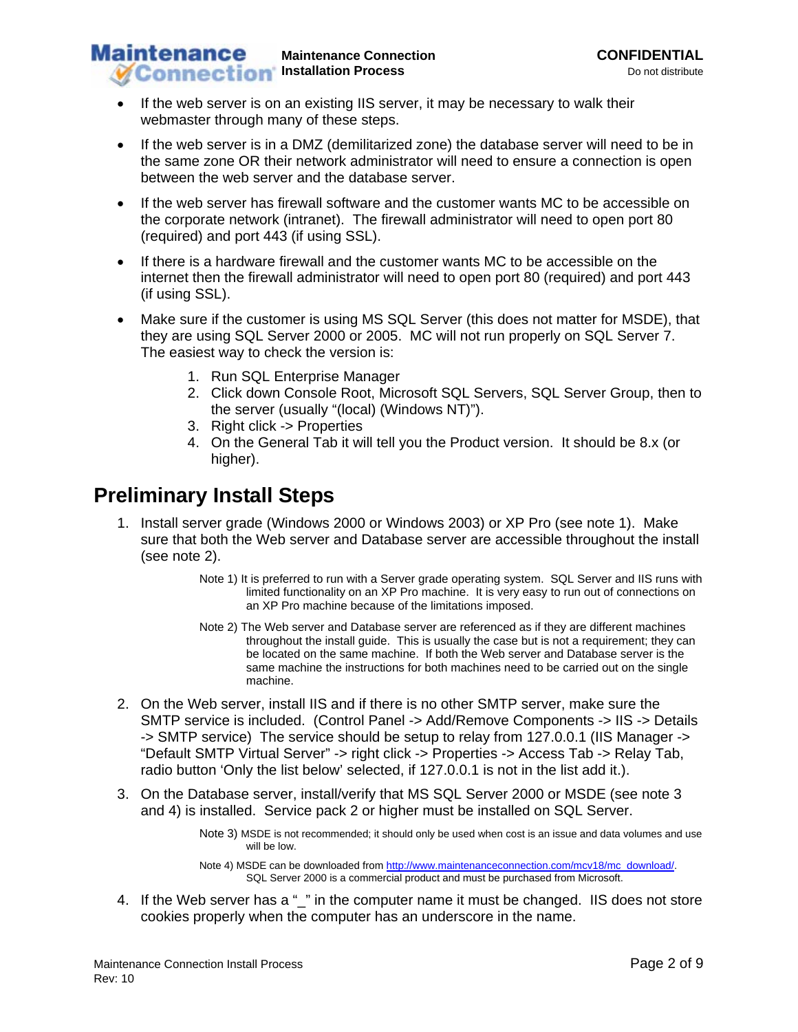- If the web server is on an existing IIS server, it may be necessary to walk their webmaster through many of these steps.
- If the web server is in a DMZ (demilitarized zone) the database server will need to be in the same zone OR their network administrator will need to ensure a connection is open between the web server and the database server.
- If the web server has firewall software and the customer wants MC to be accessible on the corporate network (intranet). The firewall administrator will need to open port 80 (required) and port 443 (if using SSL).
- If there is a hardware firewall and the customer wants MC to be accessible on the internet then the firewall administrator will need to open port 80 (required) and port 443 (if using SSL).
- Make sure if the customer is using MS SQL Server (this does not matter for MSDE), that they are using SQL Server 2000 or 2005. MC will not run properly on SQL Server 7. The easiest way to check the version is:
    1. Run SQL Enterprise Manager
    2. Click down Console Root, Microsoft SQL Servers, SQL Server Group, then to the server (usually "(local) (Windows NT)").
    3. Right click -> Properties
    4. On the General Tab it will tell you the Product version. It should be 8.x (or higher).

## Preliminary Install Steps

1. Install server grade (Windows 2000 or Windows 2003) or XP Pro (see note 1). Make sure that both the Web server and Database server are accessible throughout the install (see note 2).

   Note 1) It is preferred to run with a Server grade operating system. SQL Server and IIS runs with limited functionality on an XP Pro machine. It is very easy to run out of connections on an XP Pro machine because of the limitations imposed.

   Note 2) The Web server and Database server are referenced as if they are different machines throughout the install guide. This is usually the case but is not a requirement; they can be located on the same machine. If both the Web server and Database server is the same machine the instructions for both machines need to be carried out on the single machine.

2. On the Web server, install IIS and if there is no other SMTP server, make sure the SMTP service is included. (Control Panel -> Add/Remove Components -> IIS -> Details -> SMTP service) The service should be setup to relay from 127.0.0.1 (IIS Manager -> "Default SMTP Virtual Server" -> right click -> Properties -> Access Tab -> Relay Tab, radio button 'Only the list below' selected, if 127.0.0.1 is not in the list add it.).

3. On the Database server, install/verify that MS SQL Server 2000 or MSDE (see note 3 and 4) is installed. Service pack 2 or higher must be installed on SQL Server.

   Note 3) MSDE is not recommended; it should only be used when cost is an issue and data volumes and use will be low.

   Note 4) MSDE can be downloaded from http://www.maintenanceconnection.com/mcv18/mc_download/. SQL Server 2000 is a commercial product and must be purchased from Microsoft.

4. If the Web server has a "_" in the computer name it must be changed. IIS does not store cookies properly when the computer has an underscore in the name.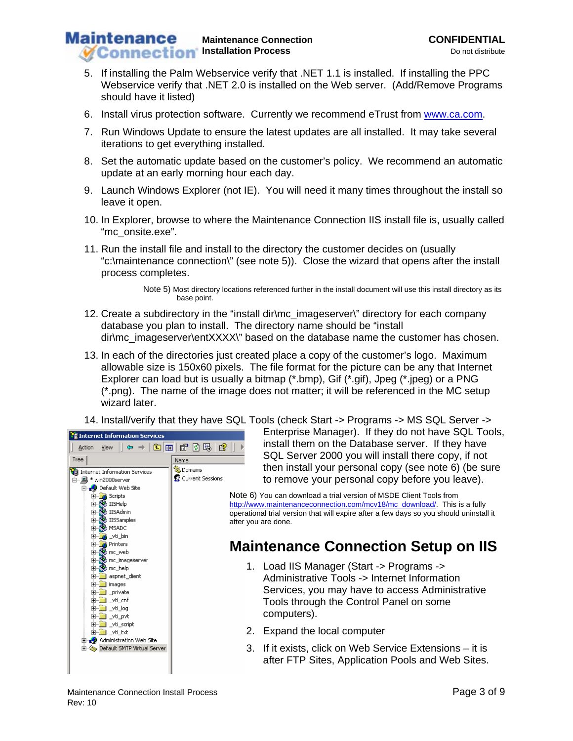5. If installing the Palm Webservice verify that .NET 1.1 is installed. If installing the PPC Webservice verify that .NET 2.0 is installed on the Web server. (Add/Remove Programs should have it listed)
6. Install virus protection software. Currently we recommend eTrust from www.ca.com.
7. Run Windows Update to ensure the latest updates are all installed. It may take several iterations to get everything installed.
8. Set the automatic update based on the customer's policy. We recommend an automatic update at an early morning hour each day.
9. Launch Windows Explorer (not IE). You will need it many times throughout the install so leave it open.
10. In Explorer, browse to where the Maintenance Connection IIS install file is, usually called "mc_onsite.exe".
11. Run the install file and install to the directory the customer decides on (usually "c:\maintenance connection\" (see note 5)). Close the wizard that opens after the install process completes.

    Note 5) Most directory locations referenced further in the install document will use this install directory as its base point.

12. Create a subdirectory in the "install dir\mc_imageserver\" directory for each company database you plan to install. The directory name should be "install dir\mc_imageserver\entXXXX\" based on the database name the customer has chosen.
13. In each of the directories just created place a copy of the customer's logo. Maximum allowable size is 150x60 pixels. The file format for the picture can be any that Internet Explorer can load but is usually a bitmap (*.bmp), Gif (*.gif), Jpeg (*.jpeg) or a PNG (*.png). The name of the image does not matter; it will be referenced in the MC setup wizard later.
14. Install/verify that they have SQL Tools (check Start -> Programs -> MS SQL Server -> Enterprise Manager). If they do not have SQL Tools, install them on the Database server. If they have SQL Server 2000 you will install there copy, if not then install your personal copy (see note 6) (be sure to remove your personal copy before you leave).

    Note 6) You can download a trial version of MSDE Client Tools from http://www.maintenanceconnection.com/mcv18/mc_download/. This is a fully operational trial version that will expire after a few days so you should uninstall it after you are done.

## Maintenance Connection Setup on IIS

1. Load IIS Manager (Start -> Programs -> Administrative Tools -> Internet Information Services, you may have to access Administrative Tools through the Control Panel on some computers).
2. Expand the local computer
3. If it exists, click on Web Service Extensions – it is after FTP Sites, Application Pools and Web Sites.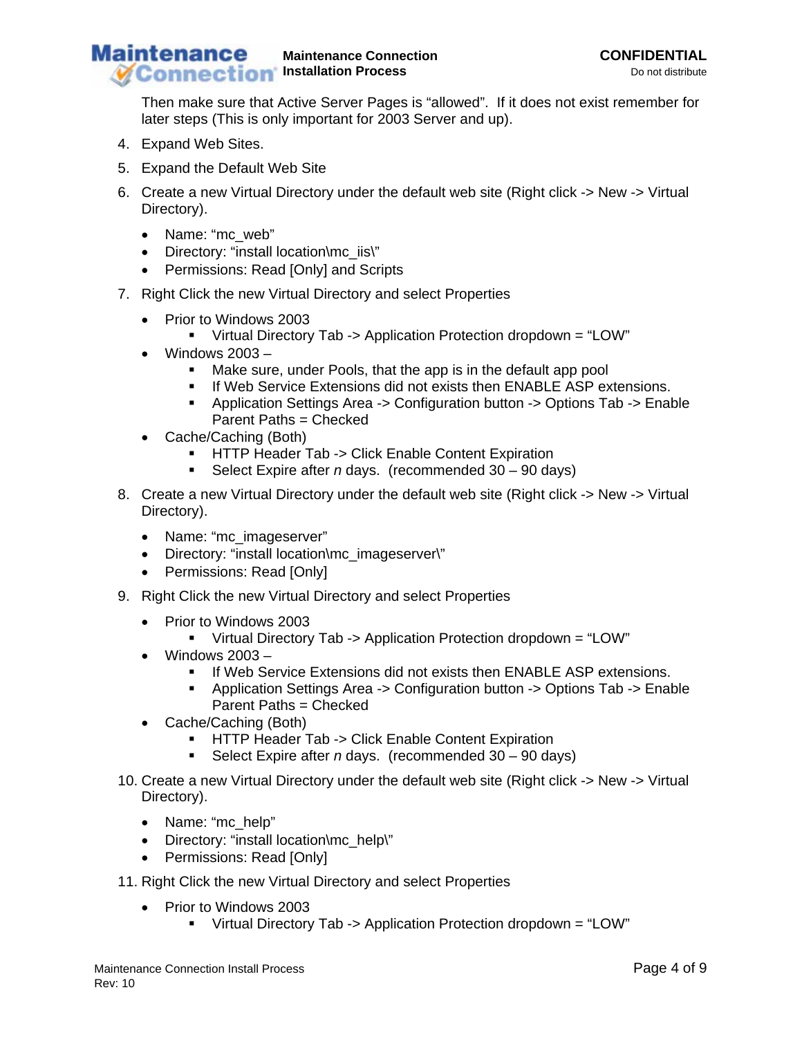Then make sure that Active Server Pages is "allowed". If it does not exist remember for later steps (This is only important for 2003 Server and up).

4. Expand Web Sites.
5. Expand the Default Web Site
6. Create a new Virtual Directory under the default web site (Right click -> New -> Virtual Directory).
   - Name: "mc_web"
   - Directory: "install location\mc_iis\"
   - Permissions: Read [Only] and Scripts
7. Right Click the new Virtual Directory and select Properties
   - Prior to Windows 2003
     - Virtual Directory Tab -> Application Protection dropdown = "LOW"
   - Windows 2003 –
     - Make sure, under Pools, that the app is in the default app pool
     - If Web Service Extensions did not exists then ENABLE ASP extensions.
     - Application Settings Area -> Configuration button -> Options Tab -> Enable Parent Paths = Checked
   - Cache/Caching (Both)
     - HTTP Header Tab -> Click Enable Content Expiration
     - Select Expire after *n* days. (recommended 30 – 90 days)
8. Create a new Virtual Directory under the default web site (Right click -> New -> Virtual Directory).
   - Name: "mc_imageserver"
   - Directory: "install location\mc_imageserver\"
   - Permissions: Read [Only]
9. Right Click the new Virtual Directory and select Properties
   - Prior to Windows 2003
     - Virtual Directory Tab -> Application Protection dropdown = "LOW"
   - Windows 2003 –
     - If Web Service Extensions did not exists then ENABLE ASP extensions.
     - Application Settings Area -> Configuration button -> Options Tab -> Enable Parent Paths = Checked
   - Cache/Caching (Both)
     - HTTP Header Tab -> Click Enable Content Expiration
     - Select Expire after *n* days. (recommended 30 – 90 days)
10. Create a new Virtual Directory under the default web site (Right click -> New -> Virtual Directory).
    - Name: "mc_help"
    - Directory: "install location\mc_help\"
    - Permissions: Read [Only]
11. Right Click the new Virtual Directory and select Properties
    - Prior to Windows 2003
      - Virtual Directory Tab -> Application Protection dropdown = "LOW"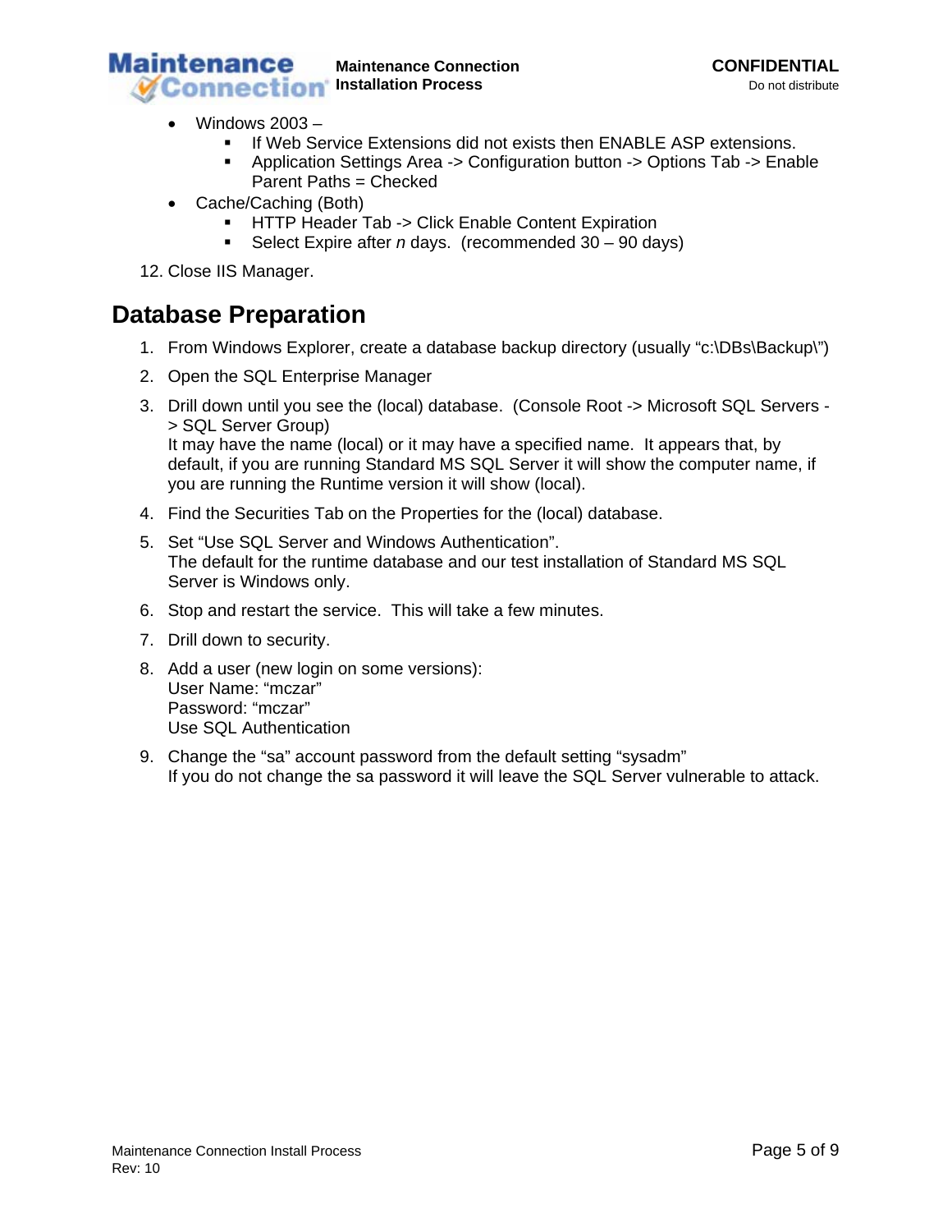- Windows 2003 –
    - If Web Service Extensions did not exists then ENABLE ASP extensions.
    - Application Settings Area -> Configuration button -> Options Tab -> Enable Parent Paths = Checked
- Cache/Caching (Both)
    - HTTP Header Tab -> Click Enable Content Expiration
    - Select Expire after *n* days. (recommended 30 – 90 days)

12. Close IIS Manager.

## Database Preparation

1. From Windows Explorer, create a database backup directory (usually “c:\DBs\Backup\”)
2. Open the SQL Enterprise Manager
3. Drill down until you see the (local) database. (Console Root -> Microsoft SQL Servers -> SQL Server Group)
   It may have the name (local) or it may have a specified name. It appears that, by default, if you are running Standard MS SQL Server it will show the computer name, if you are running the Runtime version it will show (local).
4. Find the Securities Tab on the Properties for the (local) database.
5. Set “Use SQL Server and Windows Authentication”.
   The default for the runtime database and our test installation of Standard MS SQL Server is Windows only.
6. Stop and restart the service. This will take a few minutes.
7. Drill down to security.
8. Add a user (new login on some versions):
   User Name: “mczar”
   Password: “mczar”
   Use SQL Authentication
9. Change the “sa” account password from the default setting “sysadm”
   If you do not change the sa password it will leave the SQL Server vulnerable to attack.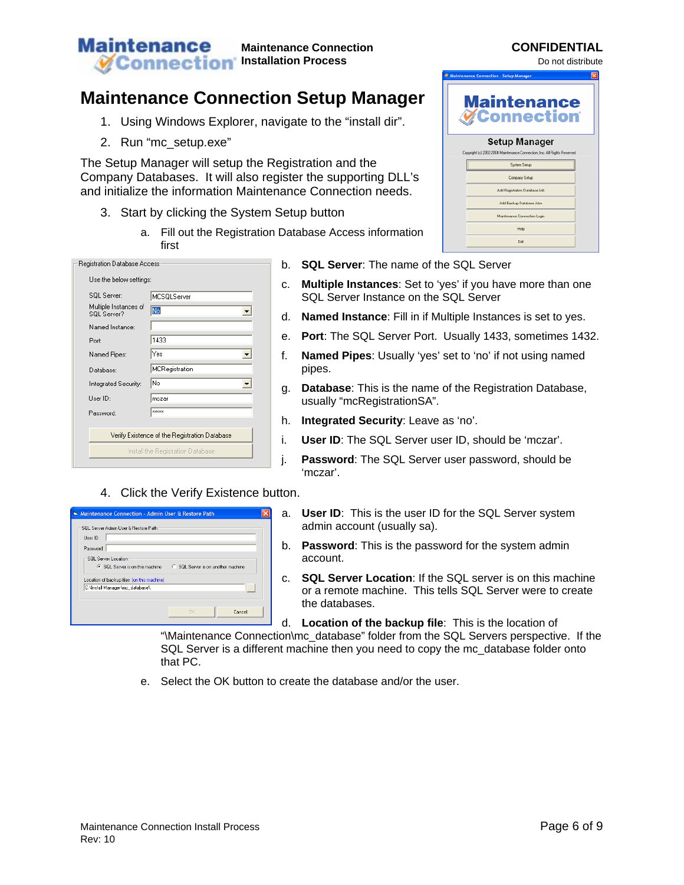# Maintenance Connection Setup Manager

1. Using Windows Explorer, navigate to the "install dir".
2. Run "mc_setup.exe"

The Setup Manager will setup the Registration and the Company Databases. It will also register the supporting DLL's and initialize the information Maintenance Connection needs.

3. Start by clicking the System Setup button
   a. Fill out the Registration Database Access information first
   b. **SQL Server**: The name of the SQL Server
   c. **Multiple Instances**: Set to 'yes' if you have more than one SQL Server Instance on the SQL Server
   d. **Named Instance**: Fill in if Multiple Instances is set to yes.
   e. **Port**: The SQL Server Port. Usually 1433, sometimes 1432.
   f. **Named Pipes**: Usually 'yes' set to 'no' if not using named pipes.
   g. **Database**: This is the name of the Registration Database, usually "mcRegistrationSA".
   h. **Integrated Security**: Leave as 'no'.
   i. **User ID**: The SQL Server user ID, should be 'mczar'.
   j. **Password**: The SQL Server user password, should be 'mczar'.
4. Click the Verify Existence button.
   a. **User ID**: This is the user ID for the SQL Server system admin account (usually sa).
   b. **Password**: This is the password for the system admin account.
   c. **SQL Server Location**: If the SQL server is on this machine or a remote machine. This tells SQL Server were to create the databases.
   d. **Location of the backup file**: This is the location of "\Maintenance Connection\mc_database" folder from the SQL Servers perspective. If the SQL Server is a different machine then you need to copy the mc_database folder onto that PC.
   e. Select the OK button to create the database and/or the user.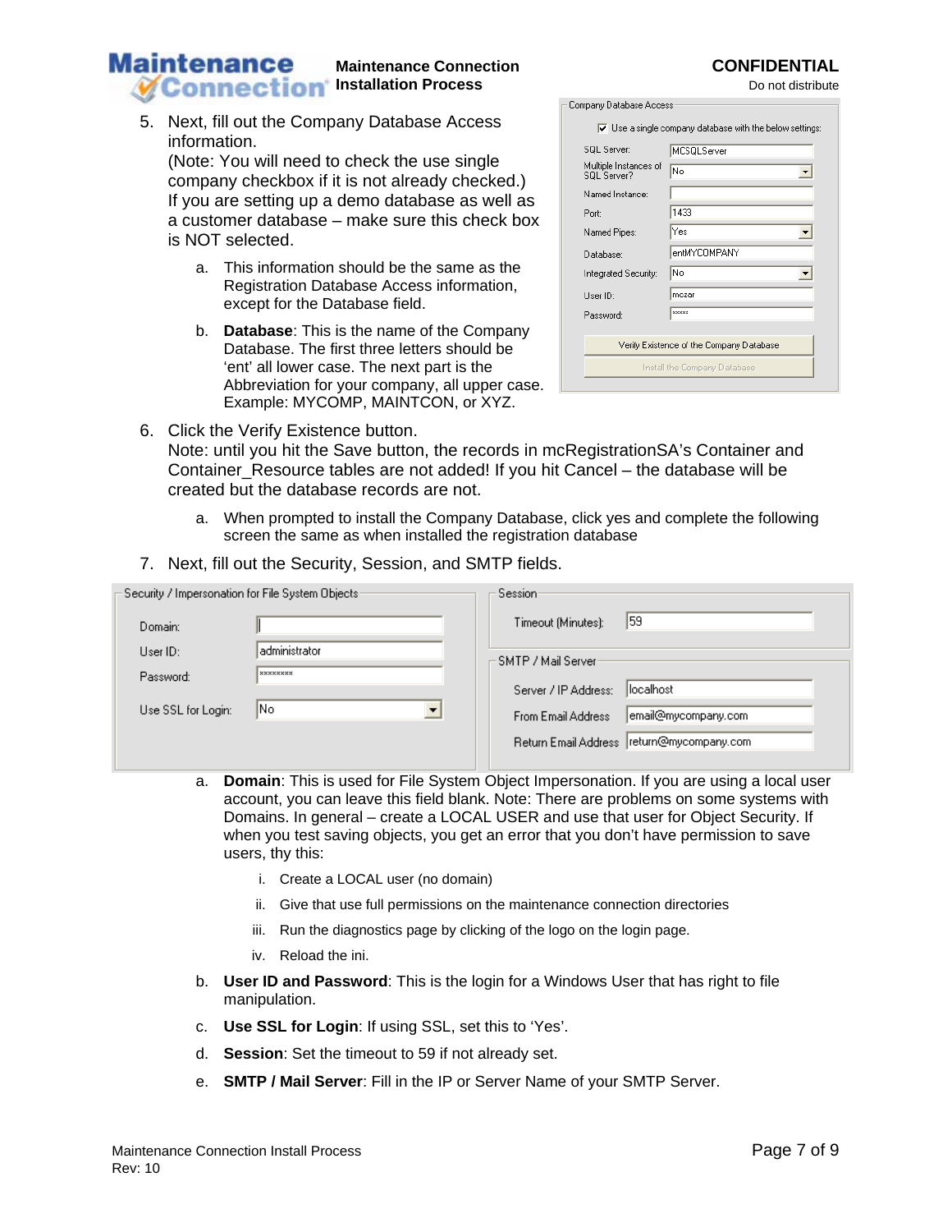5. Next, fill out the Company Database Access information.
   (Note: You will need to check the use single company checkbox if it is not already checked.) If you are setting up a demo database as well as a customer database – make sure this check box is NOT selected.

   a. This information should be the same as the Registration Database Access information, except for the Database field.

   b. **Database**: This is the name of the Company Database. The first three letters should be 'ent' all lower case. The next part is the Abbreviation for your company, all upper case. Example: MYCOMP, MAINTCON, or XYZ.

Company Database Access

☑ Use a single company database with the below settings:

| | |
|---|---|
| SQL Server: | MCSQLServer |
| Multiple Instances of SQL Server? | No |
| Named Instance: | |
| Port: | 1433 |
| Named Pipes: | Yes |
| Database: | entMYCOMPANY |
| Integrated Security: | No |
| User ID: | mczar |
| Password: | ***** |

Verify Existence of the Company Database

Install the Company Database

6. Click the Verify Existence button.
   Note: until you hit the Save button, the records in mcRegistrationSA's Container and Container_Resource tables are not added! If you hit Cancel – the database will be created but the database records are not.

   a. When prompted to install the Company Database, click yes and complete the following screen the same as when installed the registration database

7. Next, fill out the Security, Session, and SMTP fields.

Security / Impersonation for File System Objects

| | |
|---|---|
| Domain: | |
| User ID: | administrator |
| Password: | ******** |
| Use SSL for Login: | No |

Session

| | |
|---|---|
| Timeout (Minutes): | 59 |

SMTP / Mail Server

| | |
|---|---|
| Server / IP Address: | localhost |
| From Email Address | email@mycompany.com |
| Return Email Address | return@mycompany.com |

   a. **Domain**: This is used for File System Object Impersonation. If you are using a local user account, you can leave this field blank. Note: There are problems on some systems with Domains. In general – create a LOCAL USER and use that user for Object Security. If when you test saving objects, you get an error that you don't have permission to save users, thy this:

      i. Create a LOCAL user (no domain)

      ii. Give that use full permissions on the maintenance connection directories

      iii. Run the diagnostics page by clicking of the logo on the login page.

      iv. Reload the ini.

   b. **User ID and Password**: This is the login for a Windows User that has right to file manipulation.

   c. **Use SSL for Login**: If using SSL, set this to 'Yes'.

   d. **Session**: Set the timeout to 59 if not already set.

   e. **SMTP / Mail Server**: Fill in the IP or Server Name of your SMTP Server.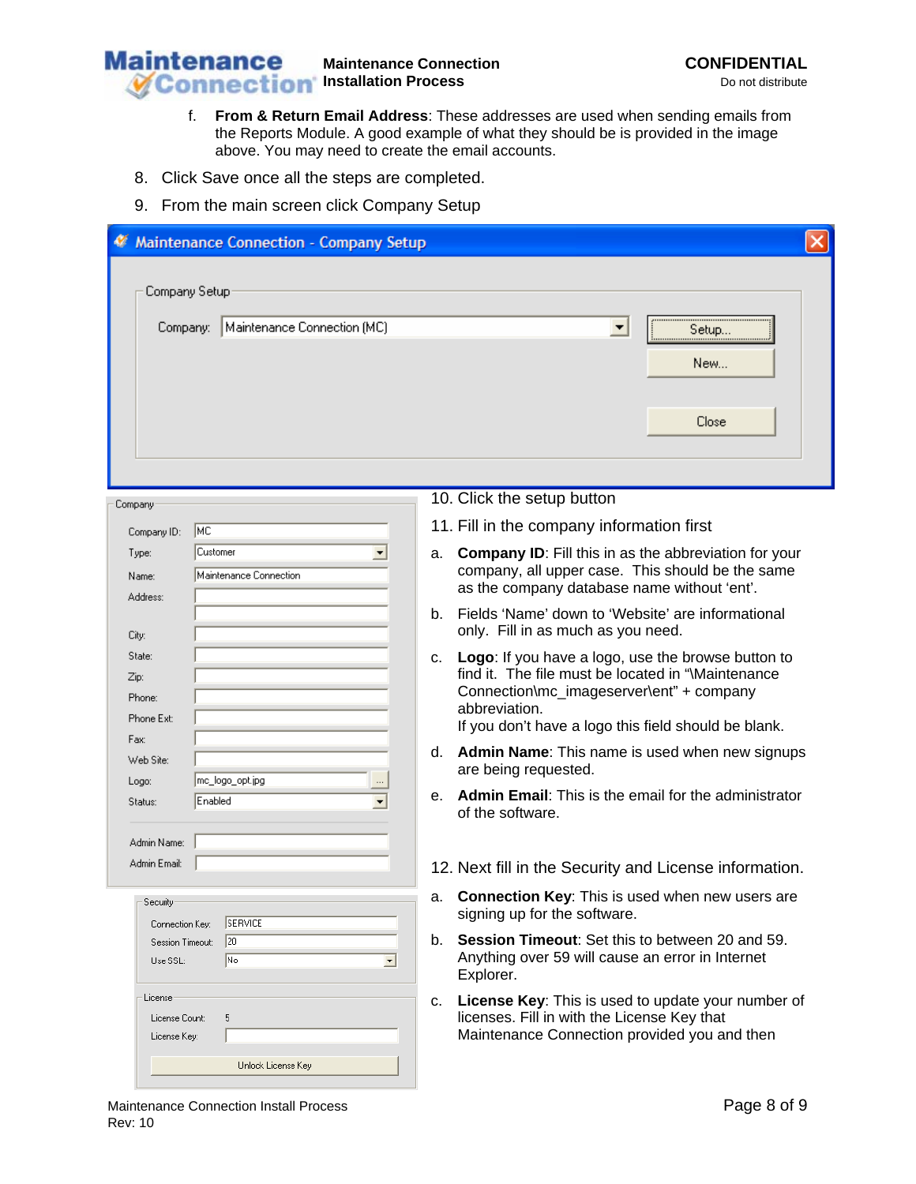f. **From & Return Email Address**: These addresses are used when sending emails from the Reports Module. A good example of what they should be is provided in the image above. You may need to create the email accounts.

8. Click Save once all the steps are completed.
9. From the main screen click Company Setup

10. Click the setup button
11. Fill in the company information first

a. **Company ID**: Fill this in as the abbreviation for your company, all upper case. This should be the same as the company database name without 'ent'.

b. Fields 'Name' down to 'Website' are informational only. Fill in as much as you need.

c. **Logo**: If you have a logo, use the browse button to find it. The file must be located in "\Maintenance Connection\mc_imageserver\ent" + company abbreviation.
If you don't have a logo this field should be blank.

d. **Admin Name**: This name is used when new signups are being requested.

e. **Admin Email**: This is the email for the administrator of the software.

12. Next fill in the Security and License information.

a. **Connection Key**: This is used when new users are signing up for the software.

b. **Session Timeout**: Set this to between 20 and 59. Anything over 59 will cause an error in Internet Explorer.

c. **License Key**: This is used to update your number of licenses. Fill in with the License Key that Maintenance Connection provided you and then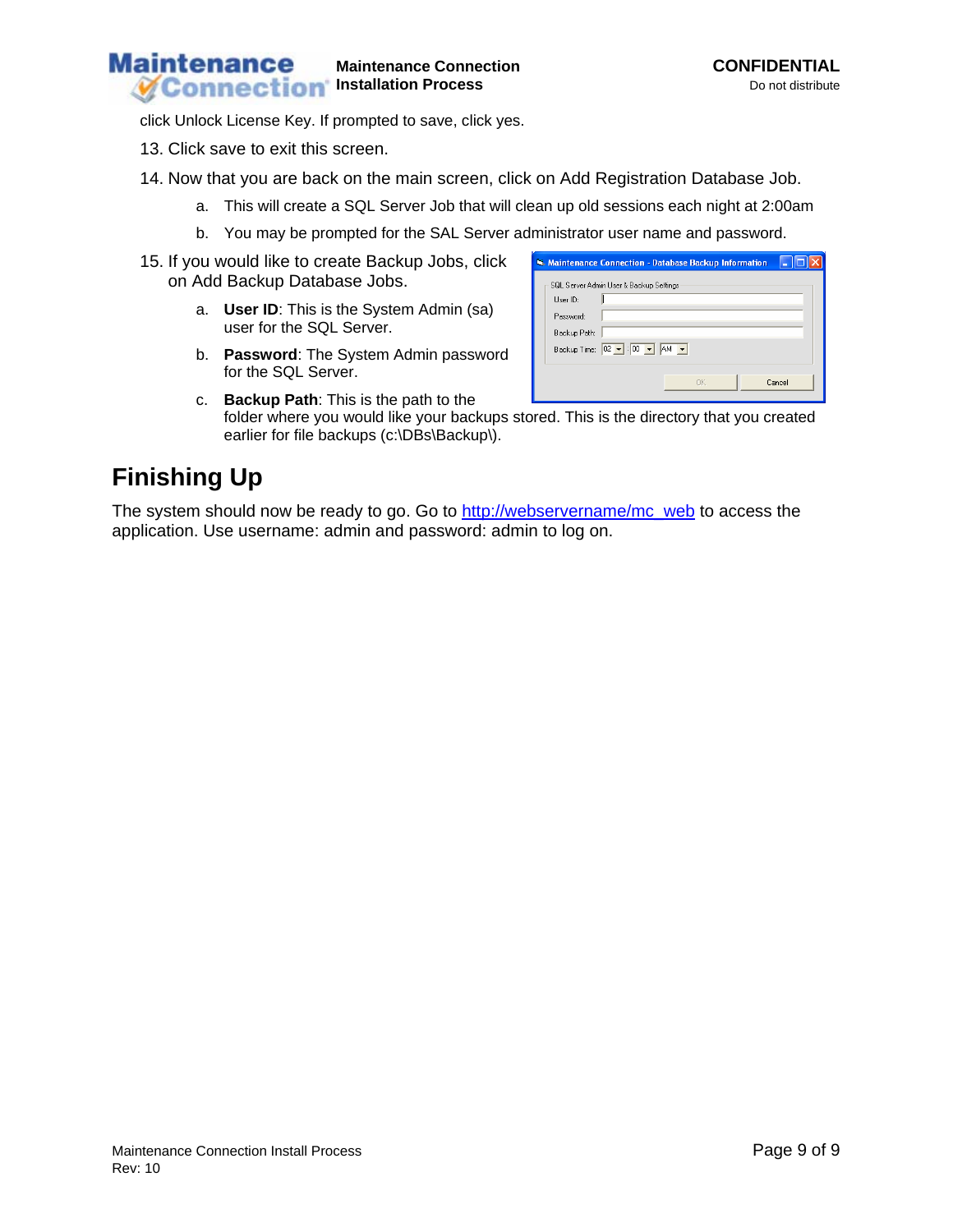click Unlock License Key. If prompted to save, click yes.

13. Click save to exit this screen.

14. Now that you are back on the main screen, click on Add Registration Database Job.
    a. This will create a SQL Server Job that will clean up old sessions each night at 2:00am
    b. You may be prompted for the SAL Server administrator user name and password.

15. If you would like to create Backup Jobs, click on Add Backup Database Jobs.
    a. **User ID**: This is the System Admin (sa) user for the SQL Server.
    b. **Password**: The System Admin password for the SQL Server.
    c. **Backup Path**: This is the path to the folder where you would like your backups stored. This is the directory that you created earlier for file backups (c:\DBs\Backup\).

## Finishing Up

The system should now be ready to go. Go to [http://webservername/mc_web](http://webservername/mc_web) to access the application. Use username: admin and password: admin to log on.